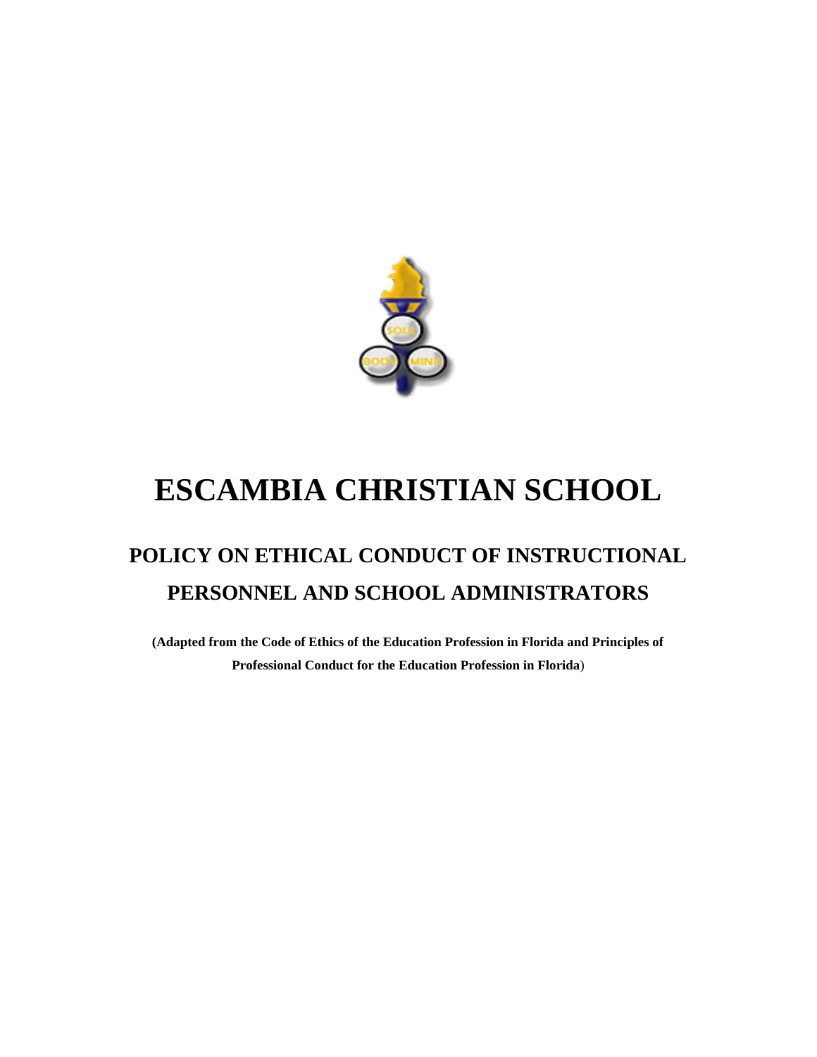# ESCAMBIA CHRISTIAN SCHOOL

## POLICY ON ETHICAL CONDUCT OF INSTRUCTIONAL PERSONNEL AND SCHOOL ADMINISTRATORS

**(Adapted from the Code of Ethics of the Education Profession in Florida and Principles of Professional Conduct for the Education Profession in Florida)**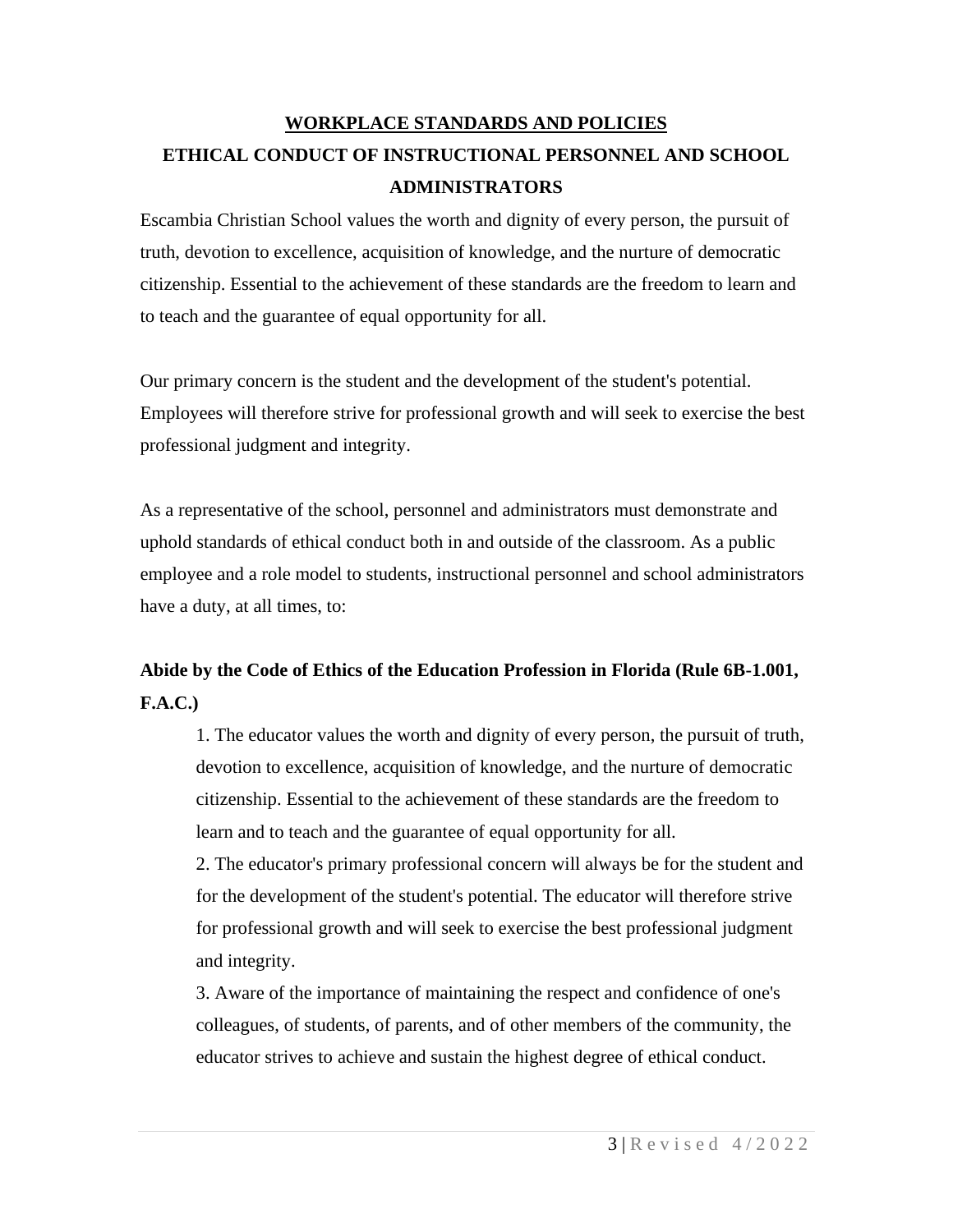## <u>WORKPLACE STANDARDS AND POLICIES</u>

## ETHICAL CONDUCT OF INSTRUCTIONAL PERSONNEL AND SCHOOL ADMINISTRATORS

Escambia Christian School values the worth and dignity of every person, the pursuit of truth, devotion to excellence, acquisition of knowledge, and the nurture of democratic citizenship. Essential to the achievement of these standards are the freedom to learn and to teach and the guarantee of equal opportunity for all.

Our primary concern is the student and the development of the student's potential. Employees will therefore strive for professional growth and will seek to exercise the best professional judgment and integrity.

As a representative of the school, personnel and administrators must demonstrate and uphold standards of ethical conduct both in and outside of the classroom. As a public employee and a role model to students, instructional personnel and school administrators have a duty, at all times, to:

### Abide by the Code of Ethics of the Education Profession in Florida (Rule 6B-1.001, F.A.C.)

1. The educator values the worth and dignity of every person, the pursuit of truth, devotion to excellence, acquisition of knowledge, and the nurture of democratic citizenship. Essential to the achievement of these standards are the freedom to learn and to teach and the guarantee of equal opportunity for all.
2. The educator's primary professional concern will always be for the student and for the development of the student's potential. The educator will therefore strive for professional growth and will seek to exercise the best professional judgment and integrity.
3. Aware of the importance of maintaining the respect and confidence of one's colleagues, of students, of parents, and of other members of the community, the educator strives to achieve and sustain the highest degree of ethical conduct.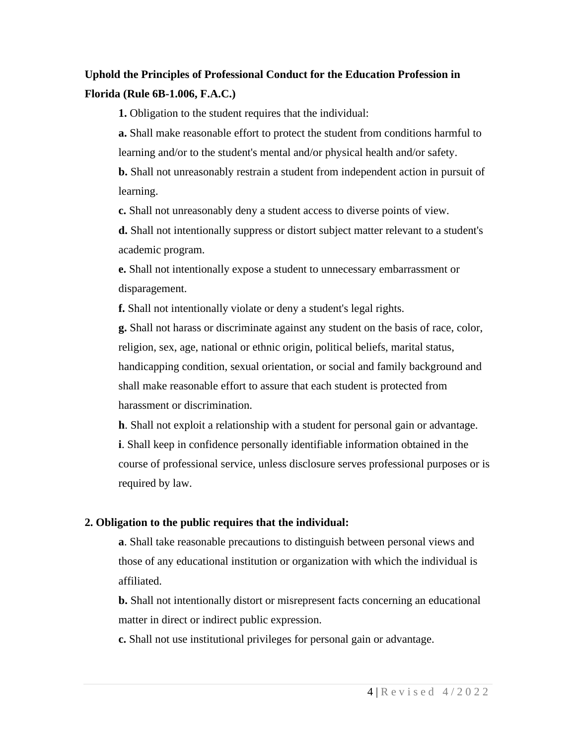**Uphold the Principles of Professional Conduct for the Education Profession in Florida (Rule 6B-1.006, F.A.C.)**

**1.** Obligation to the student requires that the individual:

**a.** Shall make reasonable effort to protect the student from conditions harmful to learning and/or to the student's mental and/or physical health and/or safety.

**b.** Shall not unreasonably restrain a student from independent action in pursuit of learning.

**c.** Shall not unreasonably deny a student access to diverse points of view.

**d.** Shall not intentionally suppress or distort subject matter relevant to a student's academic program.

**e.** Shall not intentionally expose a student to unnecessary embarrassment or disparagement.

**f.** Shall not intentionally violate or deny a student's legal rights.

**g.** Shall not harass or discriminate against any student on the basis of race, color, religion, sex, age, national or ethnic origin, political beliefs, marital status, handicapping condition, sexual orientation, or social and family background and shall make reasonable effort to assure that each student is protected from harassment or discrimination.

**h**. Shall not exploit a relationship with a student for personal gain or advantage.

**i**. Shall keep in confidence personally identifiable information obtained in the course of professional service, unless disclosure serves professional purposes or is required by law.

**2. Obligation to the public requires that the individual:**

**a**. Shall take reasonable precautions to distinguish between personal views and those of any educational institution or organization with which the individual is affiliated.

**b.** Shall not intentionally distort or misrepresent facts concerning an educational matter in direct or indirect public expression.

**c.** Shall not use institutional privileges for personal gain or advantage.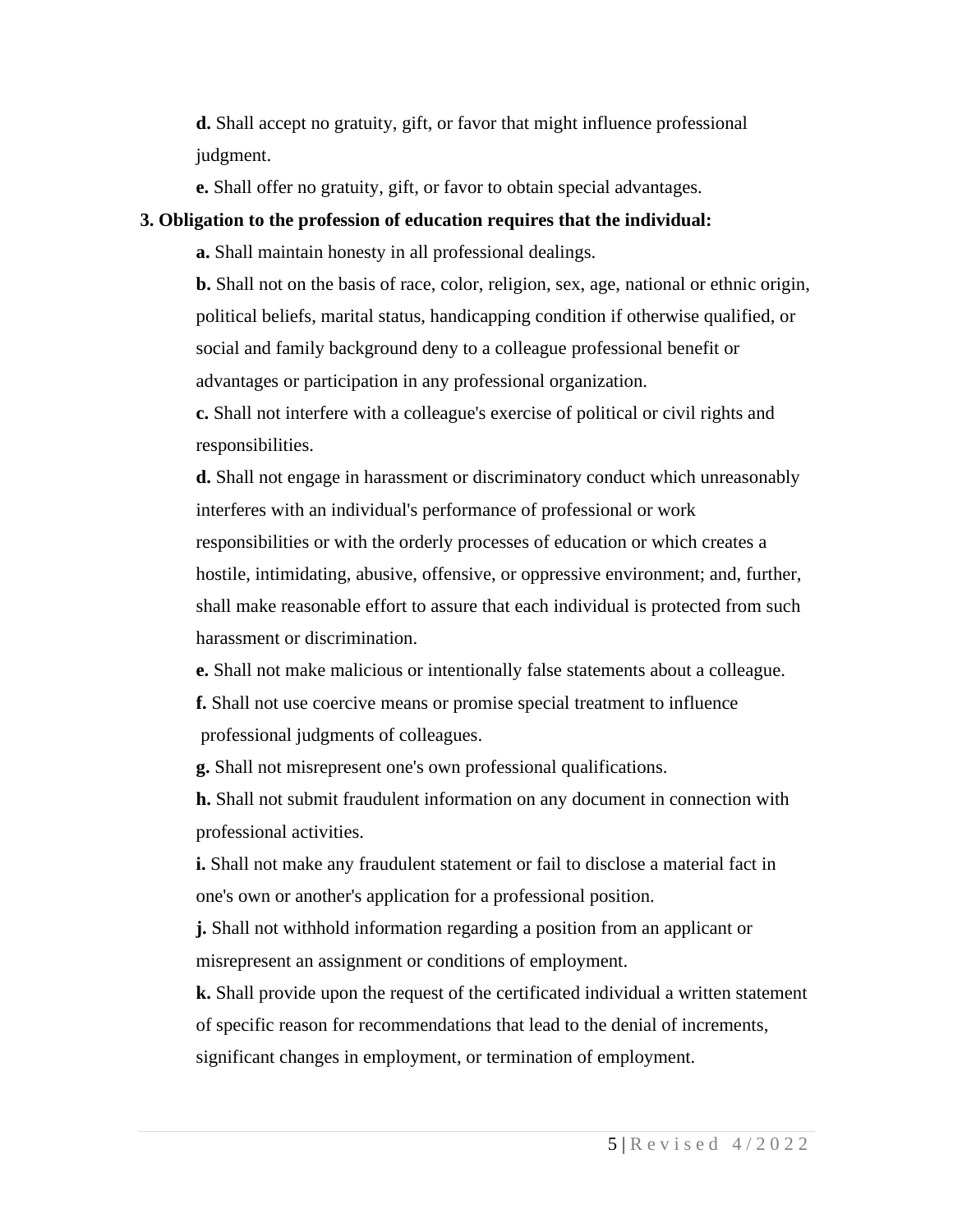**d.** Shall accept no gratuity, gift, or favor that might influence professional judgment.

**e.** Shall offer no gratuity, gift, or favor to obtain special advantages.

**3. Obligation to the profession of education requires that the individual:**

**a.** Shall maintain honesty in all professional dealings.

**b.** Shall not on the basis of race, color, religion, sex, age, national or ethnic origin, political beliefs, marital status, handicapping condition if otherwise qualified, or social and family background deny to a colleague professional benefit or advantages or participation in any professional organization.

**c.** Shall not interfere with a colleague's exercise of political or civil rights and responsibilities.

**d.** Shall not engage in harassment or discriminatory conduct which unreasonably interferes with an individual's performance of professional or work responsibilities or with the orderly processes of education or which creates a hostile, intimidating, abusive, offensive, or oppressive environment; and, further, shall make reasonable effort to assure that each individual is protected from such harassment or discrimination.

**e.** Shall not make malicious or intentionally false statements about a colleague.

**f.** Shall not use coercive means or promise special treatment to influence professional judgments of colleagues.

**g.** Shall not misrepresent one's own professional qualifications.

**h.** Shall not submit fraudulent information on any document in connection with professional activities.

**i.** Shall not make any fraudulent statement or fail to disclose a material fact in one's own or another's application for a professional position.

**j.** Shall not withhold information regarding a position from an applicant or misrepresent an assignment or conditions of employment.

**k.** Shall provide upon the request of the certificated individual a written statement of specific reason for recommendations that lead to the denial of increments, significant changes in employment, or termination of employment.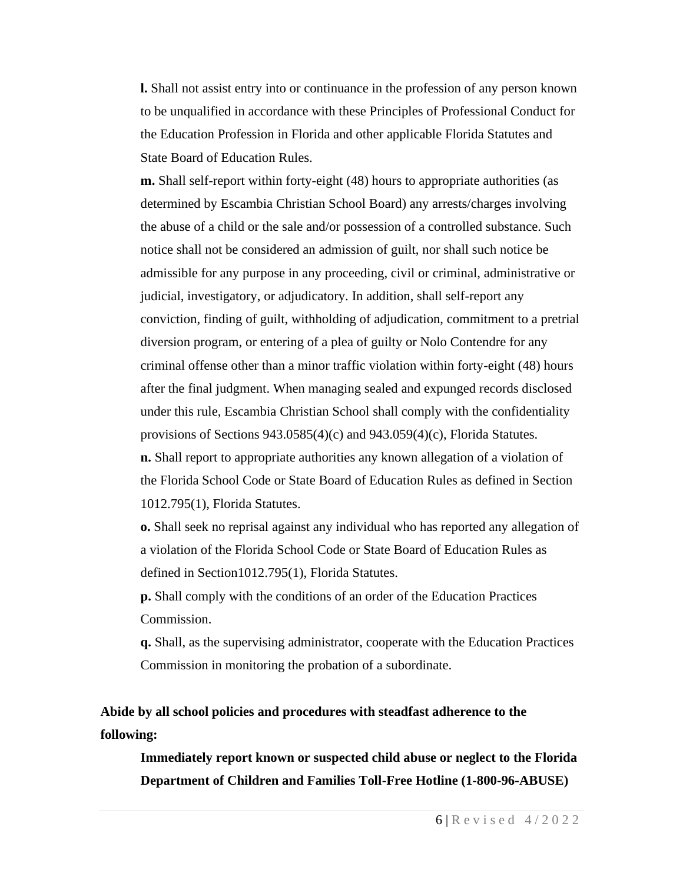**l.** Shall not assist entry into or continuance in the profession of any person known to be unqualified in accordance with these Principles of Professional Conduct for the Education Profession in Florida and other applicable Florida Statutes and State Board of Education Rules.

**m.** Shall self-report within forty-eight (48) hours to appropriate authorities (as determined by Escambia Christian School Board) any arrests/charges involving the abuse of a child or the sale and/or possession of a controlled substance. Such notice shall not be considered an admission of guilt, nor shall such notice be admissible for any purpose in any proceeding, civil or criminal, administrative or judicial, investigatory, or adjudicatory. In addition, shall self-report any conviction, finding of guilt, withholding of adjudication, commitment to a pretrial diversion program, or entering of a plea of guilty or Nolo Contendre for any criminal offense other than a minor traffic violation within forty-eight (48) hours after the final judgment. When managing sealed and expunged records disclosed under this rule, Escambia Christian School shall comply with the confidentiality provisions of Sections 943.0585(4)(c) and 943.059(4)(c), Florida Statutes.

**n.** Shall report to appropriate authorities any known allegation of a violation of the Florida School Code or State Board of Education Rules as defined in Section 1012.795(1), Florida Statutes.

**o.** Shall seek no reprisal against any individual who has reported any allegation of a violation of the Florida School Code or State Board of Education Rules as defined in Section1012.795(1), Florida Statutes.

**p.** Shall comply with the conditions of an order of the Education Practices Commission.

**q.** Shall, as the supervising administrator, cooperate with the Education Practices Commission in monitoring the probation of a subordinate.

**Abide by all school policies and procedures with steadfast adherence to the following:**

**Immediately report known or suspected child abuse or neglect to the Florida Department of Children and Families Toll-Free Hotline (1-800-96-ABUSE)**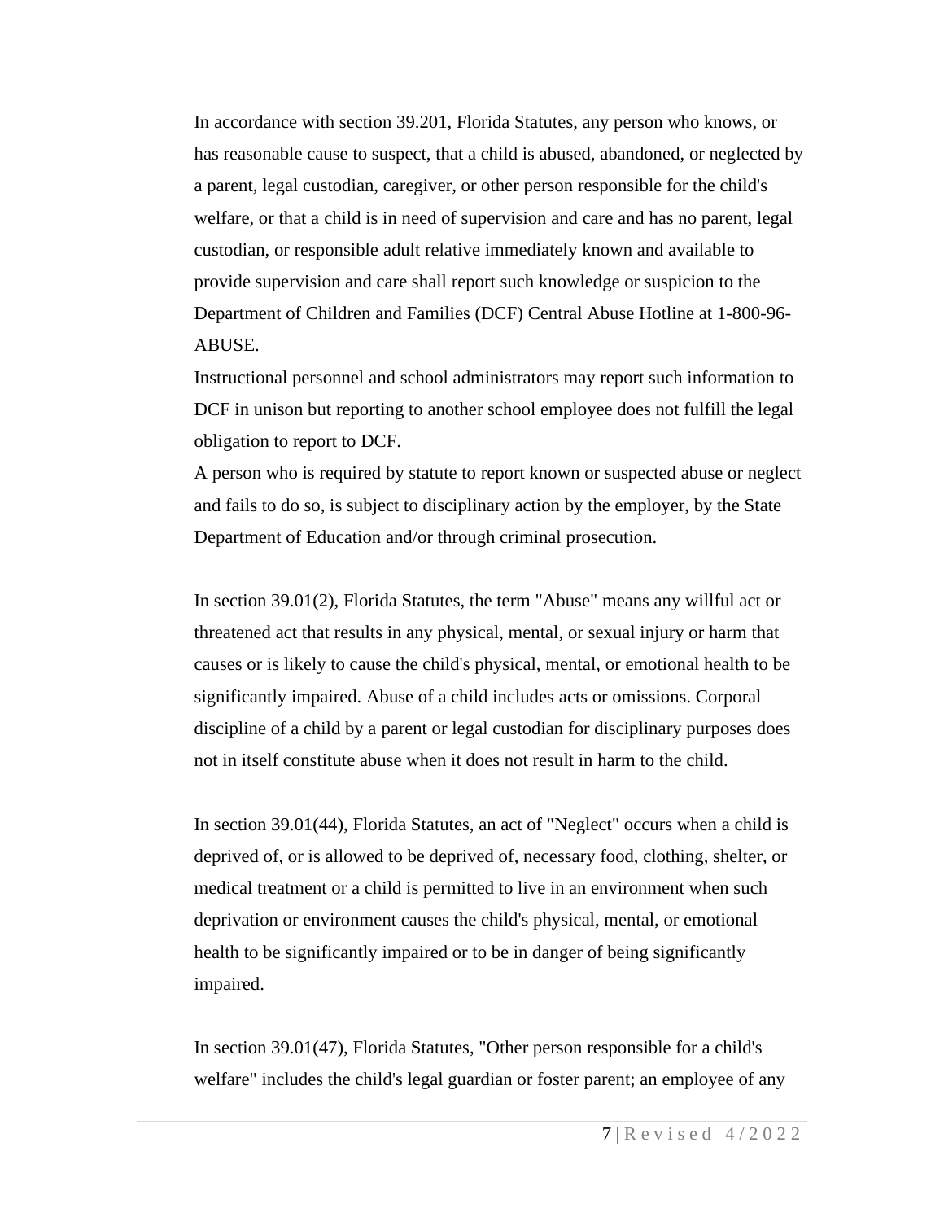In accordance with section 39.201, Florida Statutes, any person who knows, or has reasonable cause to suspect, that a child is abused, abandoned, or neglected by a parent, legal custodian, caregiver, or other person responsible for the child's welfare, or that a child is in need of supervision and care and has no parent, legal custodian, or responsible adult relative immediately known and available to provide supervision and care shall report such knowledge or suspicion to the Department of Children and Families (DCF) Central Abuse Hotline at 1-800-96-ABUSE.

Instructional personnel and school administrators may report such information to DCF in unison but reporting to another school employee does not fulfill the legal obligation to report to DCF.

A person who is required by statute to report known or suspected abuse or neglect and fails to do so, is subject to disciplinary action by the employer, by the State Department of Education and/or through criminal prosecution.

In section 39.01(2), Florida Statutes, the term "Abuse" means any willful act or threatened act that results in any physical, mental, or sexual injury or harm that causes or is likely to cause the child's physical, mental, or emotional health to be significantly impaired. Abuse of a child includes acts or omissions. Corporal discipline of a child by a parent or legal custodian for disciplinary purposes does not in itself constitute abuse when it does not result in harm to the child.

In section 39.01(44), Florida Statutes, an act of "Neglect" occurs when a child is deprived of, or is allowed to be deprived of, necessary food, clothing, shelter, or medical treatment or a child is permitted to live in an environment when such deprivation or environment causes the child's physical, mental, or emotional health to be significantly impaired or to be in danger of being significantly impaired.

In section 39.01(47), Florida Statutes, "Other person responsible for a child's welfare" includes the child's legal guardian or foster parent; an employee of any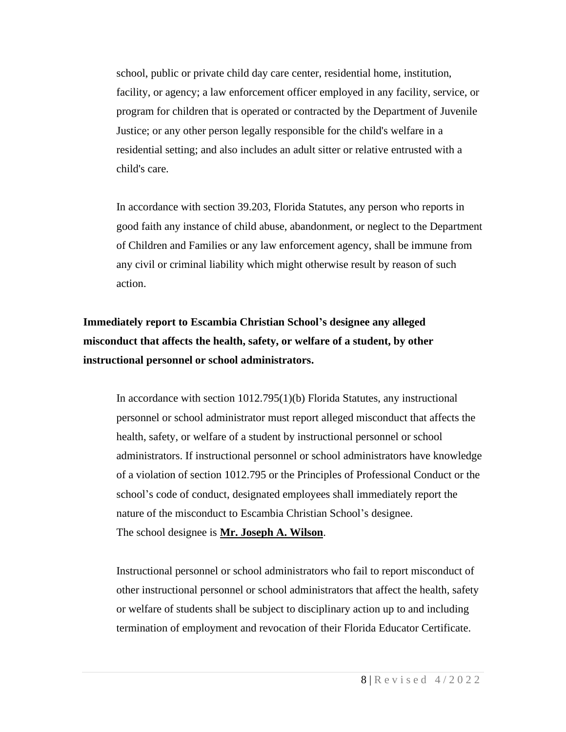school, public or private child day care center, residential home, institution, facility, or agency; a law enforcement officer employed in any facility, service, or program for children that is operated or contracted by the Department of Juvenile Justice; or any other person legally responsible for the child's welfare in a residential setting; and also includes an adult sitter or relative entrusted with a child's care.

In accordance with section 39.203, Florida Statutes, any person who reports in good faith any instance of child abuse, abandonment, or neglect to the Department of Children and Families or any law enforcement agency, shall be immune from any civil or criminal liability which might otherwise result by reason of such action.

**Immediately report to Escambia Christian School's designee any alleged misconduct that affects the health, safety, or welfare of a student, by other instructional personnel or school administrators.**

In accordance with section 1012.795(1)(b) Florida Statutes, any instructional personnel or school administrator must report alleged misconduct that affects the health, safety, or welfare of a student by instructional personnel or school administrators. If instructional personnel or school administrators have knowledge of a violation of section 1012.795 or the Principles of Professional Conduct or the school's code of conduct, designated employees shall immediately report the nature of the misconduct to Escambia Christian School's designee.
The school designee is **<u>Mr. Joseph A. Wilson</u>**.

Instructional personnel or school administrators who fail to report misconduct of other instructional personnel or school administrators that affect the health, safety or welfare of students shall be subject to disciplinary action up to and including termination of employment and revocation of their Florida Educator Certificate.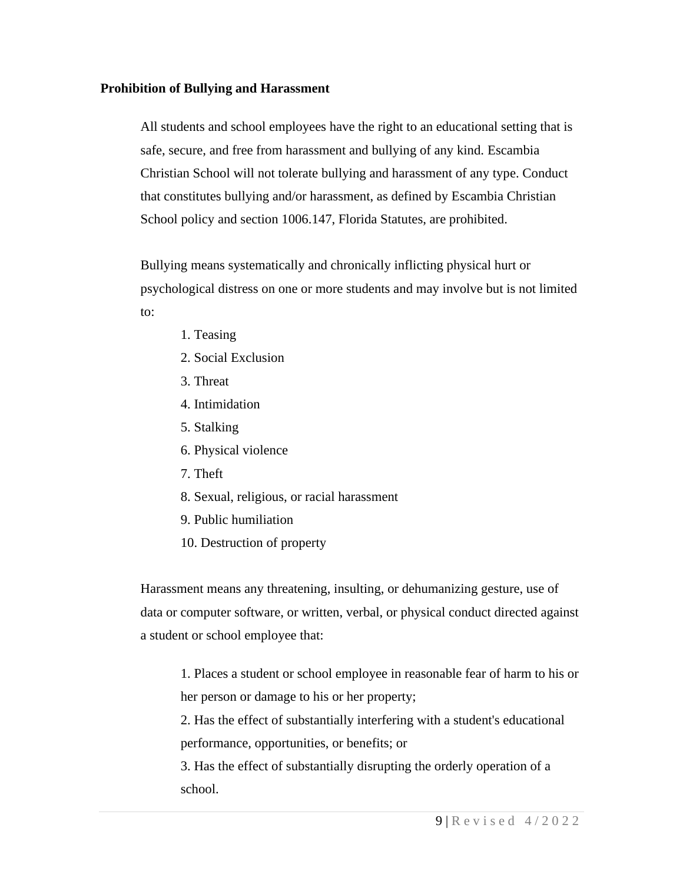**Prohibition of Bullying and Harassment**

All students and school employees have the right to an educational setting that is safe, secure, and free from harassment and bullying of any kind. Escambia Christian School will not tolerate bullying and harassment of any type. Conduct that constitutes bullying and/or harassment, as defined by Escambia Christian School policy and section 1006.147, Florida Statutes, are prohibited.

Bullying means systematically and chronically inflicting physical hurt or psychological distress on one or more students and may involve but is not limited to:

1. Teasing
2. Social Exclusion
3. Threat
4. Intimidation
5. Stalking
6. Physical violence
7. Theft
8. Sexual, religious, or racial harassment
9. Public humiliation
10. Destruction of property

Harassment means any threatening, insulting, or dehumanizing gesture, use of data or computer software, or written, verbal, or physical conduct directed against a student or school employee that:

1. Places a student or school employee in reasonable fear of harm to his or her person or damage to his or her property;
2. Has the effect of substantially interfering with a student's educational performance, opportunities, or benefits; or
3. Has the effect of substantially disrupting the orderly operation of a school.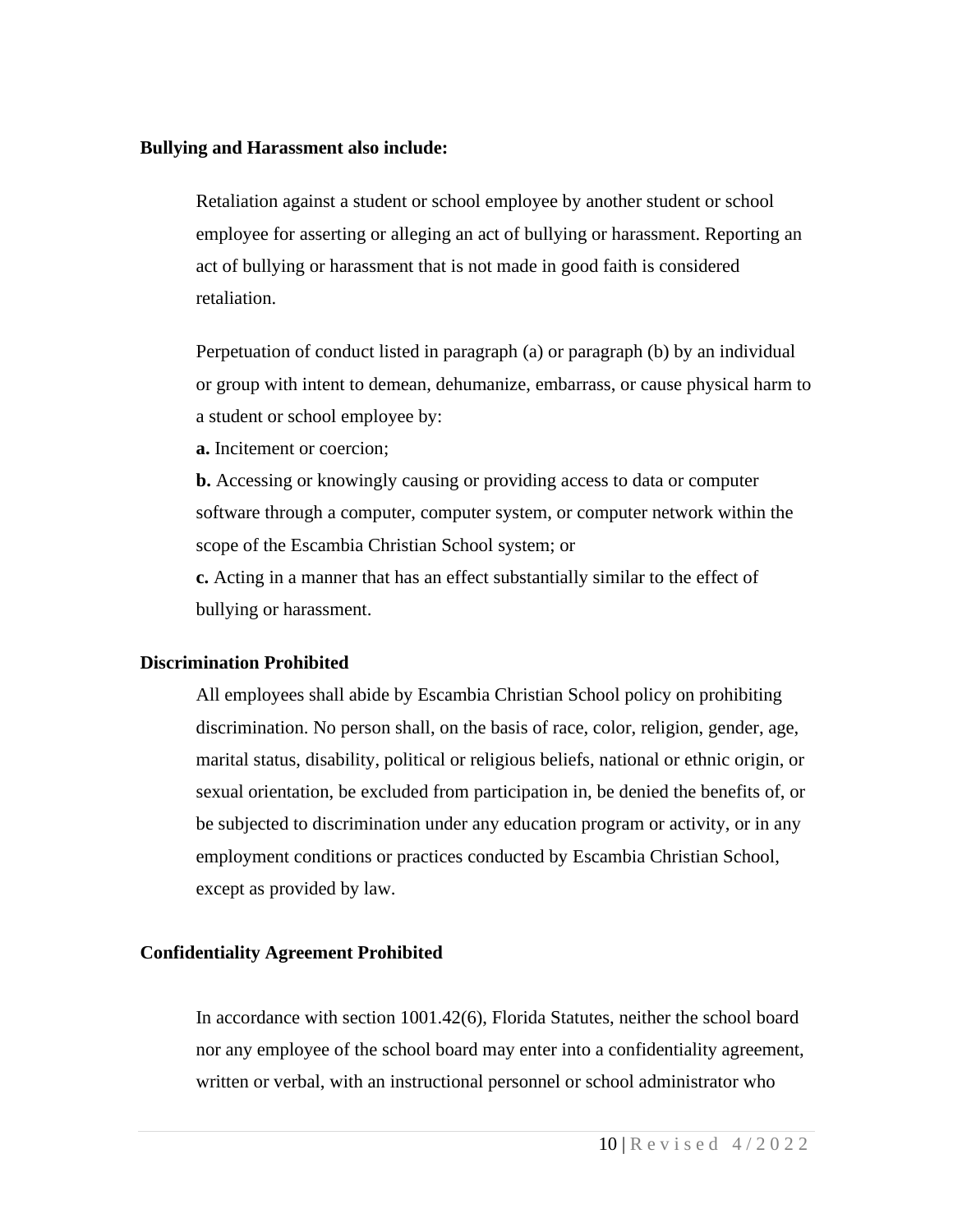**Bullying and Harassment also include:**

Retaliation against a student or school employee by another student or school employee for asserting or alleging an act of bullying or harassment. Reporting an act of bullying or harassment that is not made in good faith is considered retaliation.

Perpetuation of conduct listed in paragraph (a) or paragraph (b) by an individual or group with intent to demean, dehumanize, embarrass, or cause physical harm to a student or school employee by:

**a.** Incitement or coercion;

**b.** Accessing or knowingly causing or providing access to data or computer software through a computer, computer system, or computer network within the scope of the Escambia Christian School system; or

**c.** Acting in a manner that has an effect substantially similar to the effect of bullying or harassment.

**Discrimination Prohibited**

All employees shall abide by Escambia Christian School policy on prohibiting discrimination. No person shall, on the basis of race, color, religion, gender, age, marital status, disability, political or religious beliefs, national or ethnic origin, or sexual orientation, be excluded from participation in, be denied the benefits of, or be subjected to discrimination under any education program or activity, or in any employment conditions or practices conducted by Escambia Christian School, except as provided by law.

**Confidentiality Agreement Prohibited**

In accordance with section 1001.42(6), Florida Statutes, neither the school board nor any employee of the school board may enter into a confidentiality agreement, written or verbal, with an instructional personnel or school administrator who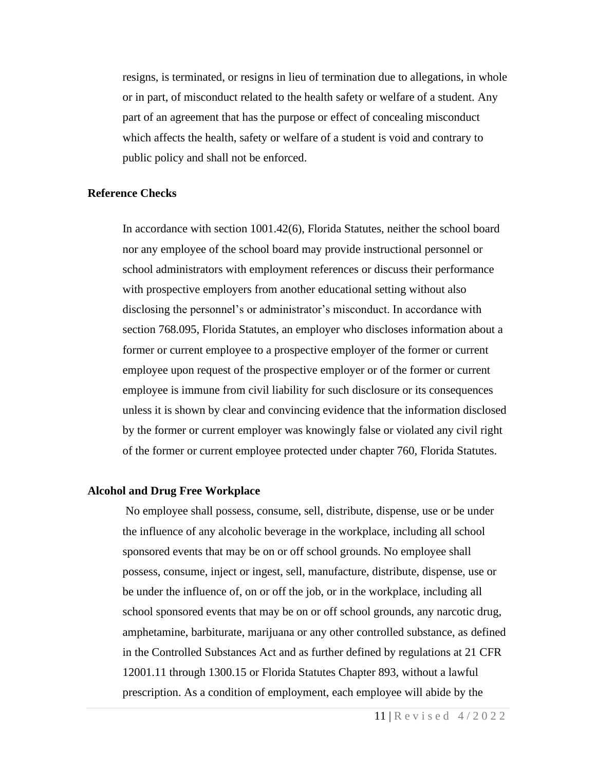resigns, is terminated, or resigns in lieu of termination due to allegations, in whole or in part, of misconduct related to the health safety or welfare of a student. Any part of an agreement that has the purpose or effect of concealing misconduct which affects the health, safety or welfare of a student is void and contrary to public policy and shall not be enforced.

**Reference Checks**

In accordance with section 1001.42(6), Florida Statutes, neither the school board nor any employee of the school board may provide instructional personnel or school administrators with employment references or discuss their performance with prospective employers from another educational setting without also disclosing the personnel's or administrator's misconduct. In accordance with section 768.095, Florida Statutes, an employer who discloses information about a former or current employee to a prospective employer of the former or current employee upon request of the prospective employer or of the former or current employee is immune from civil liability for such disclosure or its consequences unless it is shown by clear and convincing evidence that the information disclosed by the former or current employer was knowingly false or violated any civil right of the former or current employee protected under chapter 760, Florida Statutes.

**Alcohol and Drug Free Workplace**

No employee shall possess, consume, sell, distribute, dispense, use or be under the influence of any alcoholic beverage in the workplace, including all school sponsored events that may be on or off school grounds. No employee shall possess, consume, inject or ingest, sell, manufacture, distribute, dispense, use or be under the influence of, on or off the job, or in the workplace, including all school sponsored events that may be on or off school grounds, any narcotic drug, amphetamine, barbiturate, marijuana or any other controlled substance, as defined in the Controlled Substances Act and as further defined by regulations at 21 CFR 12001.11 through 1300.15 or Florida Statutes Chapter 893, without a lawful prescription. As a condition of employment, each employee will abide by the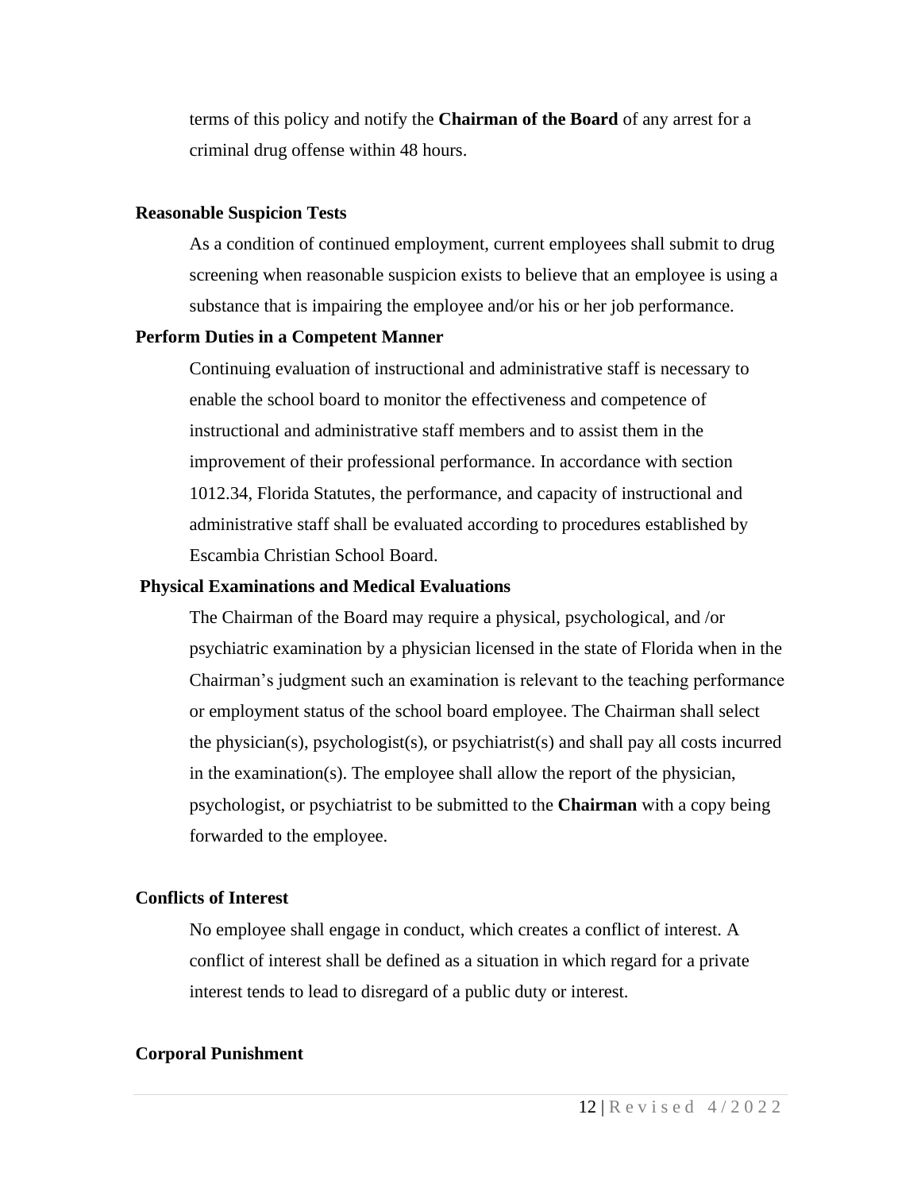terms of this policy and notify the **Chairman of the Board** of any arrest for a criminal drug offense within 48 hours.

**Reasonable Suspicion Tests**

As a condition of continued employment, current employees shall submit to drug screening when reasonable suspicion exists to believe that an employee is using a substance that is impairing the employee and/or his or her job performance.

**Perform Duties in a Competent Manner**

Continuing evaluation of instructional and administrative staff is necessary to enable the school board to monitor the effectiveness and competence of instructional and administrative staff members and to assist them in the improvement of their professional performance. In accordance with section 1012.34, Florida Statutes, the performance, and capacity of instructional and administrative staff shall be evaluated according to procedures established by Escambia Christian School Board.

**Physical Examinations and Medical Evaluations**

The Chairman of the Board may require a physical, psychological, and /or psychiatric examination by a physician licensed in the state of Florida when in the Chairman's judgment such an examination is relevant to the teaching performance or employment status of the school board employee. The Chairman shall select the physician(s), psychologist(s), or psychiatrist(s) and shall pay all costs incurred in the examination(s). The employee shall allow the report of the physician, psychologist, or psychiatrist to be submitted to the **Chairman** with a copy being forwarded to the employee.

**Conflicts of Interest**

No employee shall engage in conduct, which creates a conflict of interest. A conflict of interest shall be defined as a situation in which regard for a private interest tends to lead to disregard of a public duty or interest.

**Corporal Punishment**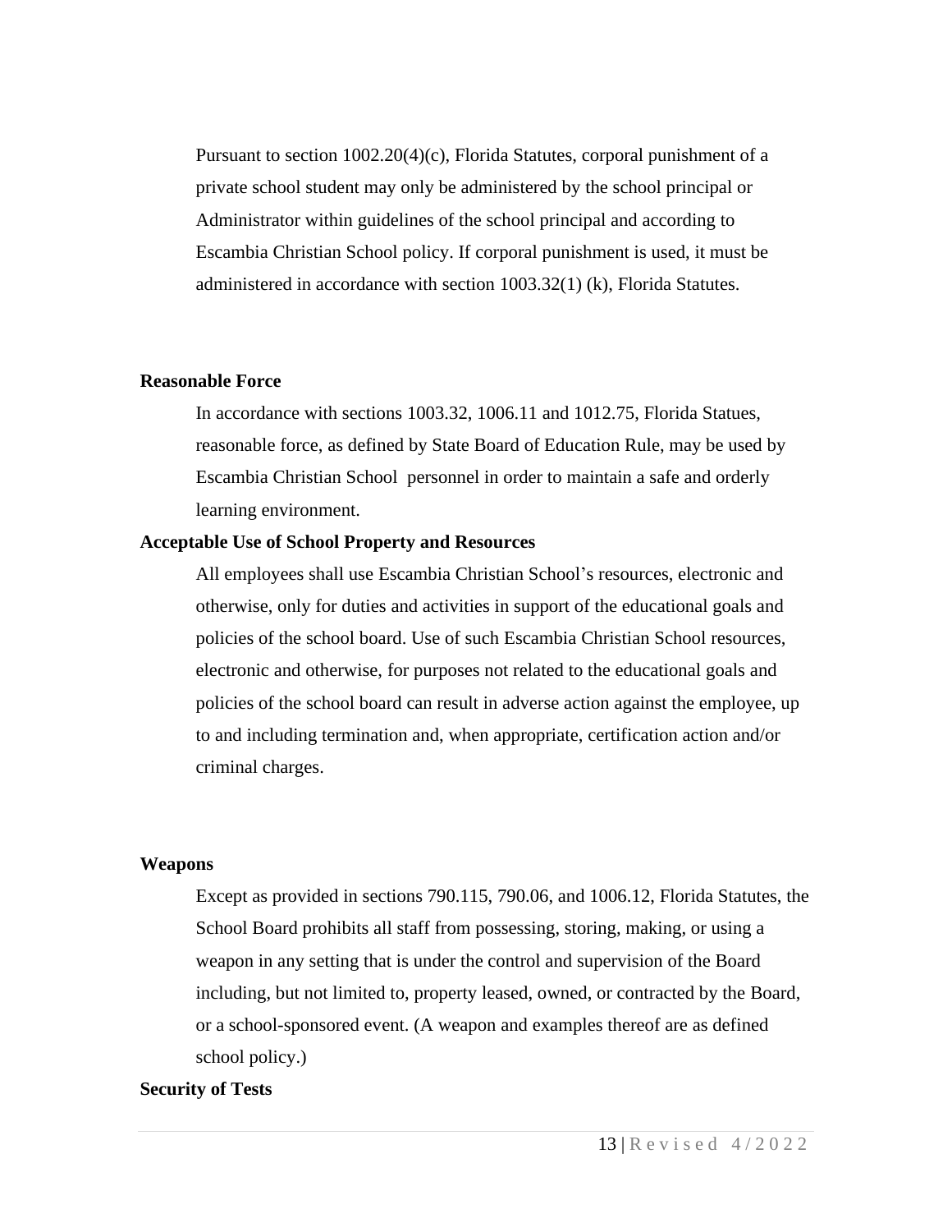Pursuant to section 1002.20(4)(c), Florida Statutes, corporal punishment of a private school student may only be administered by the school principal or Administrator within guidelines of the school principal and according to Escambia Christian School policy. If corporal punishment is used, it must be administered in accordance with section 1003.32(1) (k), Florida Statutes.

**Reasonable Force**

In accordance with sections 1003.32, 1006.11 and 1012.75, Florida Statues, reasonable force, as defined by State Board of Education Rule, may be used by Escambia Christian School personnel in order to maintain a safe and orderly learning environment.

**Acceptable Use of School Property and Resources**

All employees shall use Escambia Christian School's resources, electronic and otherwise, only for duties and activities in support of the educational goals and policies of the school board. Use of such Escambia Christian School resources, electronic and otherwise, for purposes not related to the educational goals and policies of the school board can result in adverse action against the employee, up to and including termination and, when appropriate, certification action and/or criminal charges.

**Weapons**

Except as provided in sections 790.115, 790.06, and 1006.12, Florida Statutes, the School Board prohibits all staff from possessing, storing, making, or using a weapon in any setting that is under the control and supervision of the Board including, but not limited to, property leased, owned, or contracted by the Board, or a school-sponsored event. (A weapon and examples thereof are as defined school policy.)

**Security of Tests**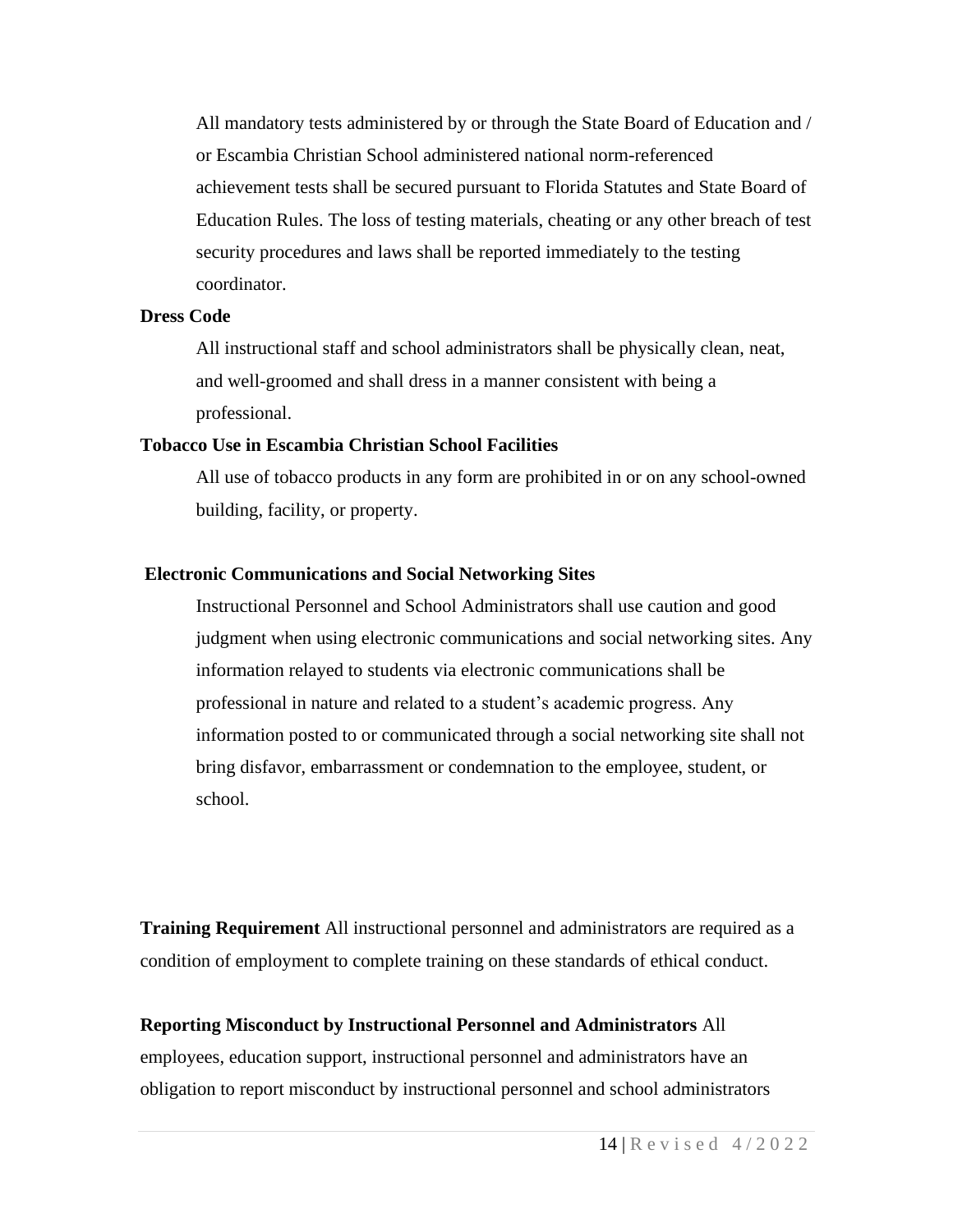All mandatory tests administered by or through the State Board of Education and / or Escambia Christian School administered national norm-referenced achievement tests shall be secured pursuant to Florida Statutes and State Board of Education Rules. The loss of testing materials, cheating or any other breach of test security procedures and laws shall be reported immediately to the testing coordinator.

**Dress Code**

All instructional staff and school administrators shall be physically clean, neat, and well-groomed and shall dress in a manner consistent with being a professional.

**Tobacco Use in Escambia Christian School Facilities**

All use of tobacco products in any form are prohibited in or on any school-owned building, facility, or property.

**Electronic Communications and Social Networking Sites**

Instructional Personnel and School Administrators shall use caution and good judgment when using electronic communications and social networking sites. Any information relayed to students via electronic communications shall be professional in nature and related to a student's academic progress. Any information posted to or communicated through a social networking site shall not bring disfavor, embarrassment or condemnation to the employee, student, or school.

**Training Requirement** All instructional personnel and administrators are required as a condition of employment to complete training on these standards of ethical conduct.

**Reporting Misconduct by Instructional Personnel and Administrators** All employees, education support, instructional personnel and administrators have an obligation to report misconduct by instructional personnel and school administrators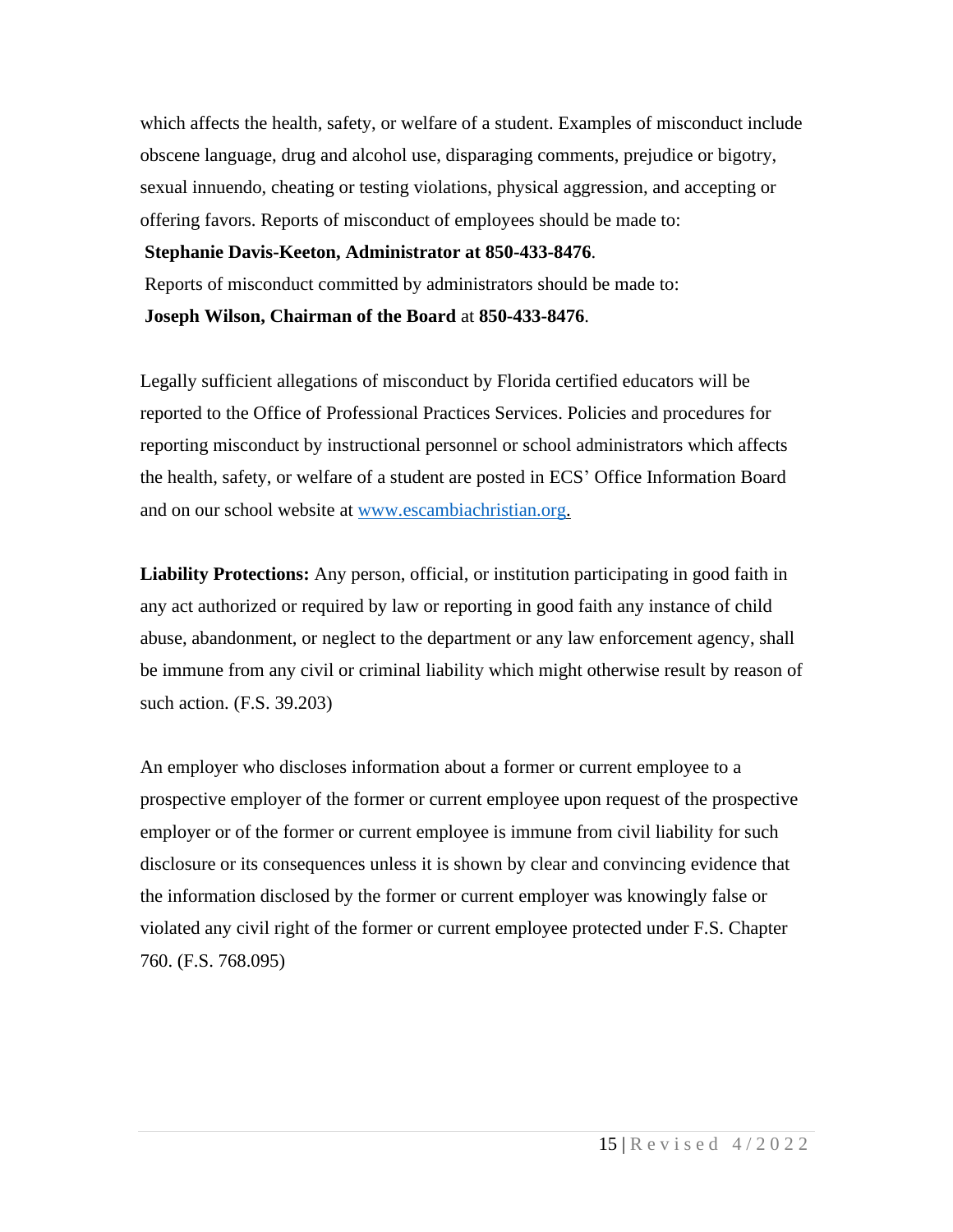which affects the health, safety, or welfare of a student. Examples of misconduct include obscene language, drug and alcohol use, disparaging comments, prejudice or bigotry, sexual innuendo, cheating or testing violations, physical aggression, and accepting or offering favors. Reports of misconduct of employees should be made to:

**Stephanie Davis-Keeton, Administrator at 850-433-8476**.

Reports of misconduct committed by administrators should be made to:

**Joseph Wilson, Chairman of the Board** at **850-433-8476**.

Legally sufficient allegations of misconduct by Florida certified educators will be reported to the Office of Professional Practices Services. Policies and procedures for reporting misconduct by instructional personnel or school administrators which affects the health, safety, or welfare of a student are posted in ECS' Office Information Board and on our school website at www.escambiachristian.org.

**Liability Protections:** Any person, official, or institution participating in good faith in any act authorized or required by law or reporting in good faith any instance of child abuse, abandonment, or neglect to the department or any law enforcement agency, shall be immune from any civil or criminal liability which might otherwise result by reason of such action. (F.S. 39.203)

An employer who discloses information about a former or current employee to a prospective employer of the former or current employee upon request of the prospective employer or of the former or current employee is immune from civil liability for such disclosure or its consequences unless it is shown by clear and convincing evidence that the information disclosed by the former or current employer was knowingly false or violated any civil right of the former or current employee protected under F.S. Chapter 760. (F.S. 768.095)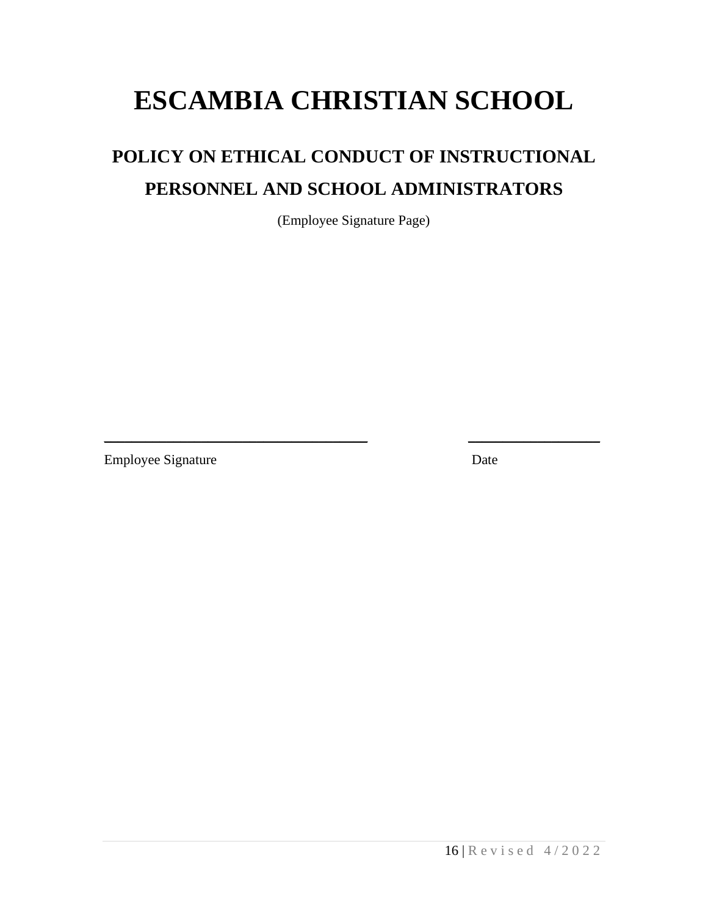# ESCAMBIA CHRISTIAN SCHOOL

## POLICY ON ETHICAL CONDUCT OF INSTRUCTIONAL PERSONNEL AND SCHOOL ADMINISTRATORS

(Employee Signature Page)

\_\_\_\_\_\_\_\_\_\_\_\_\_\_\_\_\_\_\_\_\_\_\_\_\_\_\_\_\_\_\_\_\_\_ \_\_\_\_\_\_\_\_\_\_\_\_\_\_\_\_\_

Employee Signature Date